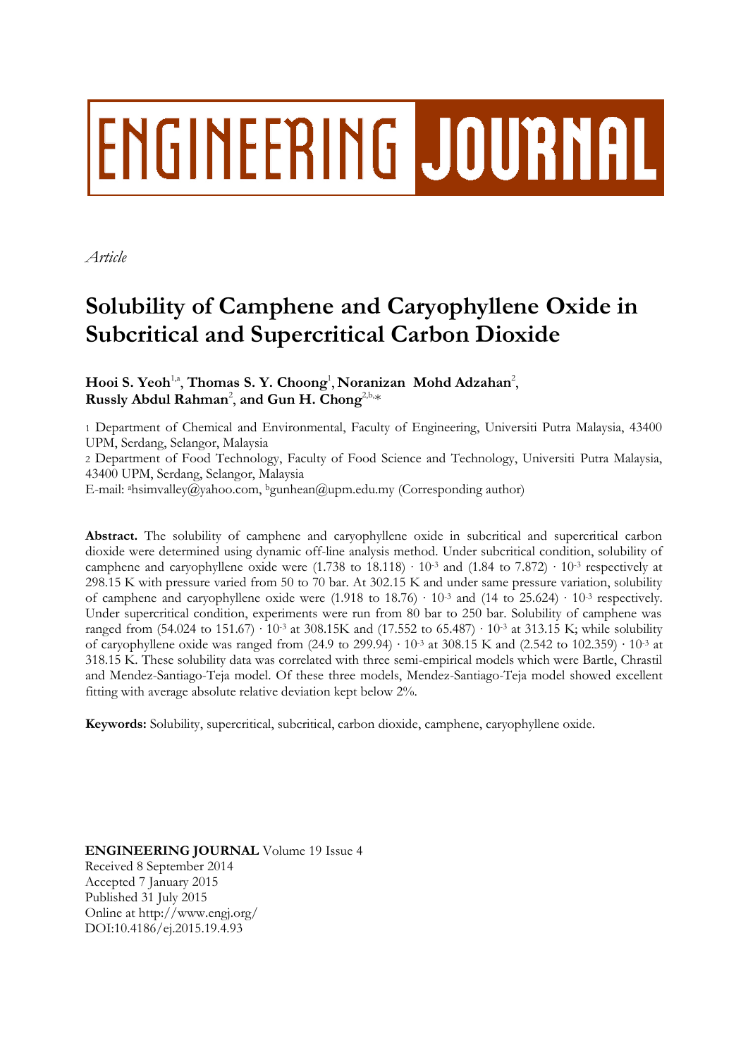ENGINEERING JOURNAL

*Article*

# Solubility of Camphene and Caryophyllene Oxide in Subcritical and Supercritical Carbon Dioxide

**Hooi S. Yeoh**[1,a], **Thomas S. Y. Choong**[1], **Noranizan Mohd Adzahan**[2], **Russly Abdul Rahman**[2], **and Gun H. Chong**[2,b,*]

1 Department of Chemical and Environmental, Faculty of Engineering, Universiti Putra Malaysia, 43400 UPM, Serdang, Selangor, Malaysia

2 Department of Food Technology, Faculty of Food Science and Technology, Universiti Putra Malaysia, 43400 UPM, Serdang, Selangor, Malaysia

E-mail: [a]hsimvalley@yahoo.com, [b]gunhean@upm.edu.my (Corresponding author)

**Abstract.** The solubility of camphene and caryophyllene oxide in subcritical and supercritical carbon dioxide were determined using dynamic off-line analysis method. Under subcritical condition, solubility of camphene and caryophyllene oxide were (1.738 to 18.118) $\cdot$ $10^{-3}$ and (1.84 to 7.872) $\cdot$ $10^{-3}$ respectively at 298.15 K with pressure varied from 50 to 70 bar. At 302.15 K and under same pressure variation, solubility of camphene and caryophyllene oxide were (1.918 to 18.76) $\cdot$ $10^{-3}$ and (14 to 25.624) $\cdot$ $10^{-3}$ respectively. Under supercritical condition, experiments were run from 80 bar to 250 bar. Solubility of camphene was ranged from (54.024 to 151.67) $\cdot$ $10^{-3}$ at 308.15K and (17.552 to 65.487) $\cdot$ $10^{-3}$ at 313.15 K; while solubility of caryophyllene oxide was ranged from (24.9 to 299.94) $\cdot$ $10^{-3}$ at 308.15 K and (2.542 to 102.359) $\cdot$ $10^{-3}$ at 318.15 K. These solubility data was correlated with three semi-empirical models which were Bartle, Chrastil and Mendez-Santiago-Teja model. Of these three models, Mendez-Santiago-Teja model showed excellent fitting with average absolute relative deviation kept below 2%.

**Keywords:** Solubility, supercritical, subcritical, carbon dioxide, camphene, caryophyllene oxide.

**ENGINEERING JOURNAL** Volume 19 Issue 4
Received 8 September 2014
Accepted 7 January 2015
Published 31 July 2015
Online at http://www.engj.org/
DOI:10.4186/ej.2015.19.4.93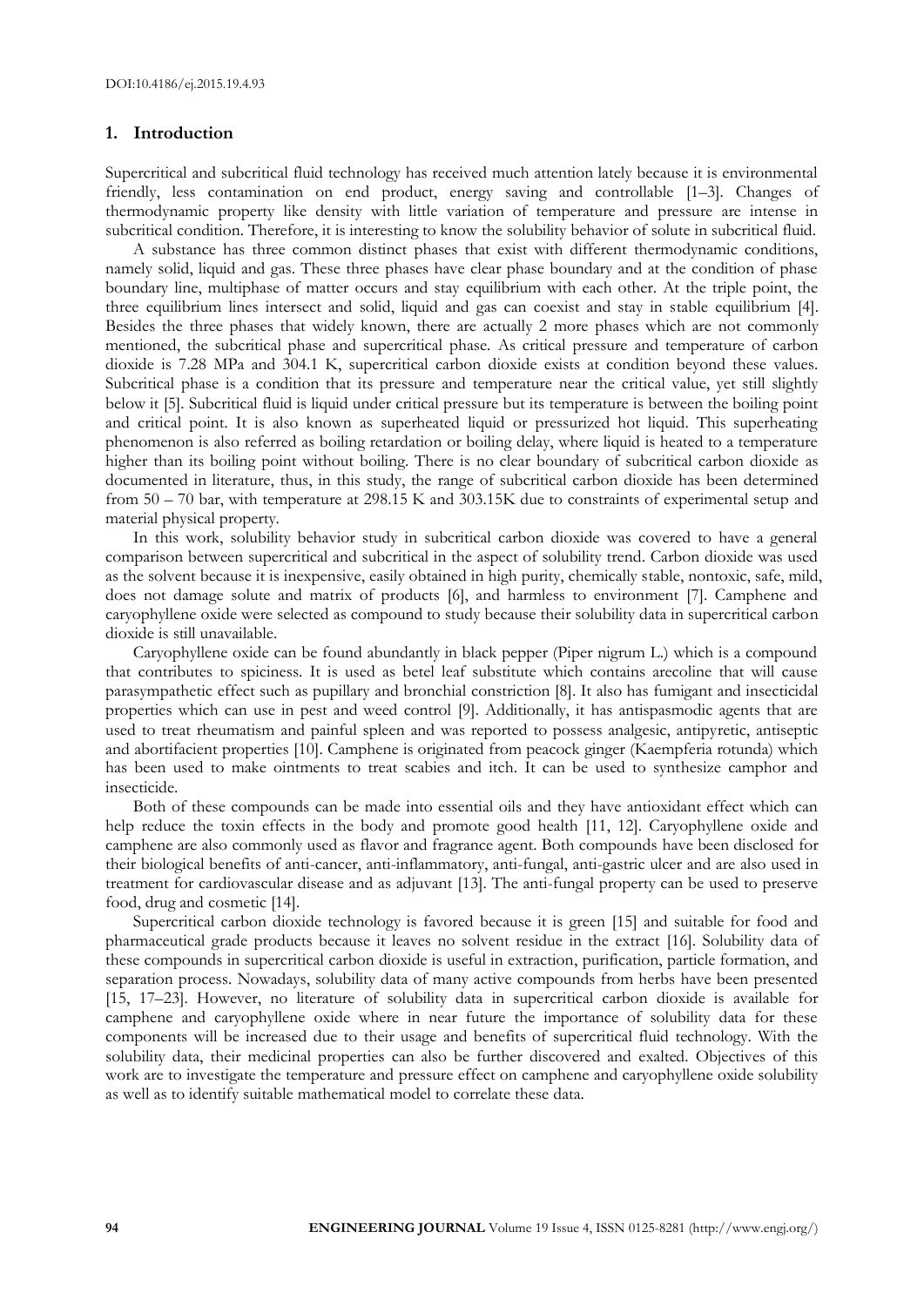## 1. Introduction

Supercritical and subcritical fluid technology has received much attention lately because it is environmental friendly, less contamination on end product, energy saving and controllable [1–3]. Changes of thermodynamic property like density with little variation of temperature and pressure are intense in subcritical condition. Therefore, it is interesting to know the solubility behavior of solute in subcritical fluid.

A substance has three common distinct phases that exist with different thermodynamic conditions, namely solid, liquid and gas. These three phases have clear phase boundary and at the condition of phase boundary line, multiphase of matter occurs and stay equilibrium with each other. At the triple point, the three equilibrium lines intersect and solid, liquid and gas can coexist and stay in stable equilibrium [4]. Besides the three phases that widely known, there are actually 2 more phases which are not commonly mentioned, the subcritical phase and supercritical phase. As critical pressure and temperature of carbon dioxide is 7.28 MPa and 304.1 K, supercritical carbon dioxide exists at condition beyond these values. Subcritical phase is a condition that its pressure and temperature near the critical value, yet still slightly below it [5]. Subcritical fluid is liquid under critical pressure but its temperature is between the boiling point and critical point. It is also known as superheated liquid or pressurized hot liquid. This superheating phenomenon is also referred as boiling retardation or boiling delay, where liquid is heated to a temperature higher than its boiling point without boiling. There is no clear boundary of subcritical carbon dioxide as documented in literature, thus, in this study, the range of subcritical carbon dioxide has been determined from 50 – 70 bar, with temperature at 298.15 K and 303.15K due to constraints of experimental setup and material physical property.

In this work, solubility behavior study in subcritical carbon dioxide was covered to have a general comparison between supercritical and subcritical in the aspect of solubility trend. Carbon dioxide was used as the solvent because it is inexpensive, easily obtained in high purity, chemically stable, nontoxic, safe, mild, does not damage solute and matrix of products [6], and harmless to environment [7]. Camphene and caryophyllene oxide were selected as compound to study because their solubility data in supercritical carbon dioxide is still unavailable.

Caryophyllene oxide can be found abundantly in black pepper (Piper nigrum L.) which is a compound that contributes to spiciness. It is used as betel leaf substitute which contains arecoline that will cause parasympathetic effect such as pupillary and bronchial constriction [8]. It also has fumigant and insecticidal properties which can use in pest and weed control [9]. Additionally, it has antispasmodic agents that are used to treat rheumatism and painful spleen and was reported to possess analgesic, antipyretic, antiseptic and abortifacient properties [10]. Camphene is originated from peacock ginger (Kaempferia rotunda) which has been used to make ointments to treat scabies and itch. It can be used to synthesize camphor and insecticide.

Both of these compounds can be made into essential oils and they have antioxidant effect which can help reduce the toxin effects in the body and promote good health [11, 12]. Caryophyllene oxide and camphene are also commonly used as flavor and fragrance agent. Both compounds have been disclosed for their biological benefits of anti-cancer, anti-inflammatory, anti-fungal, anti-gastric ulcer and are also used in treatment for cardiovascular disease and as adjuvant [13]. The anti-fungal property can be used to preserve food, drug and cosmetic [14].

Supercritical carbon dioxide technology is favored because it is green [15] and suitable for food and pharmaceutical grade products because it leaves no solvent residue in the extract [16]. Solubility data of these compounds in supercritical carbon dioxide is useful in extraction, purification, particle formation, and separation process. Nowadays, solubility data of many active compounds from herbs have been presented [15, 17–23]. However, no literature of solubility data in supercritical carbon dioxide is available for camphene and caryophyllene oxide where in near future the importance of solubility data for these components will be increased due to their usage and benefits of supercritical fluid technology. With the solubility data, their medicinal properties can also be further discovered and exalted. Objectives of this work are to investigate the temperature and pressure effect on camphene and caryophyllene oxide solubility as well as to identify suitable mathematical model to correlate these data.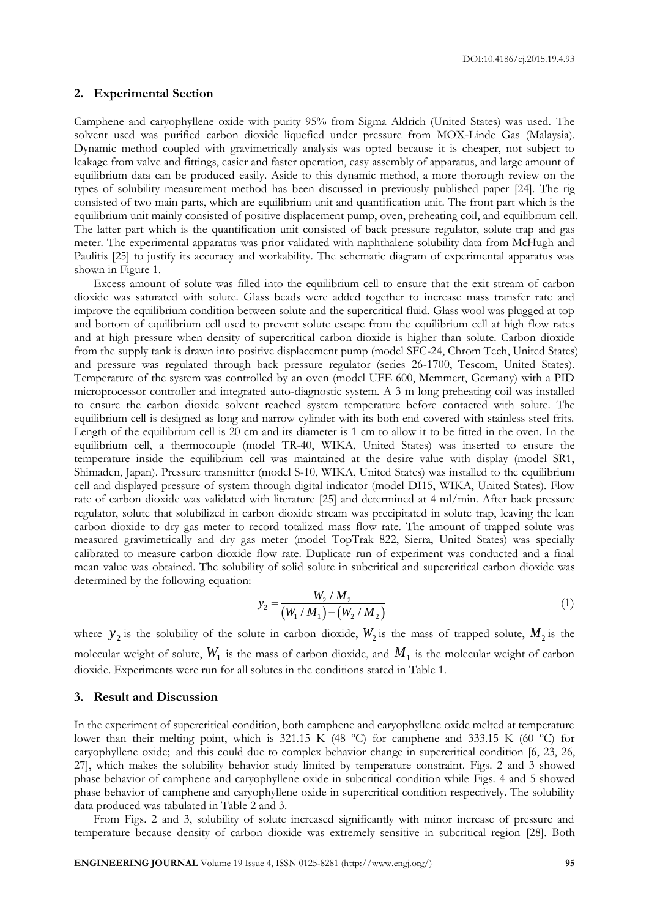## 2. Experimental Section

Camphene and caryophyllene oxide with purity 95% from Sigma Aldrich (United States) was used. The solvent used was purified carbon dioxide liquefied under pressure from MOX-Linde Gas (Malaysia). Dynamic method coupled with gravimetrically analysis was opted because it is cheaper, not subject to leakage from valve and fittings, easier and faster operation, easy assembly of apparatus, and large amount of equilibrium data can be produced easily. Aside to this dynamic method, a more thorough review on the types of solubility measurement method has been discussed in previously published paper [24]. The rig consisted of two main parts, which are equilibrium unit and quantification unit. The front part which is the equilibrium unit mainly consisted of positive displacement pump, oven, preheating coil, and equilibrium cell. The latter part which is the quantification unit consisted of back pressure regulator, solute trap and gas meter. The experimental apparatus was prior validated with naphthalene solubility data from McHugh and Paulitis [25] to justify its accuracy and workability. The schematic diagram of experimental apparatus was shown in Figure 1.

Excess amount of solute was filled into the equilibrium cell to ensure that the exit stream of carbon dioxide was saturated with solute. Glass beads were added together to increase mass transfer rate and improve the equilibrium condition between solute and the supercritical fluid. Glass wool was plugged at top and bottom of equilibrium cell used to prevent solute escape from the equilibrium cell at high flow rates and at high pressure when density of supercritical carbon dioxide is higher than solute. Carbon dioxide from the supply tank is drawn into positive displacement pump (model SFC-24, Chrom Tech, United States) and pressure was regulated through back pressure regulator (series 26-1700, Tescom, United States). Temperature of the system was controlled by an oven (model UFE 600, Memmert, Germany) with a PID microprocessor controller and integrated auto-diagnostic system. A 3 m long preheating coil was installed to ensure the carbon dioxide solvent reached system temperature before contacted with solute. The equilibrium cell is designed as long and narrow cylinder with its both end covered with stainless steel frits. Length of the equilibrium cell is 20 cm and its diameter is 1 cm to allow it to be fitted in the oven. In the equilibrium cell, a thermocouple (model TR-40, WIKA, United States) was inserted to ensure the temperature inside the equilibrium cell was maintained at the desire value with display (model SR1, Shimaden, Japan). Pressure transmitter (model S-10, WIKA, United States) was installed to the equilibrium cell and displayed pressure of system through digital indicator (model DI15, WIKA, United States). Flow rate of carbon dioxide was validated with literature [25] and determined at 4 ml/min. After back pressure regulator, solute that solubilized in carbon dioxide stream was precipitated in solute trap, leaving the lean carbon dioxide to dry gas meter to record totalized mass flow rate. The amount of trapped solute was measured gravimetrically and dry gas meter (model TopTrak 822, Sierra, United States) was specially calibrated to measure carbon dioxide flow rate. Duplicate run of experiment was conducted and a final mean value was obtained. The solubility of solid solute in subcritical and supercritical carbon dioxide was determined by the following equation:

$$y_2 = \frac{W_2 / M_2}{\left(W_1 / M_1\right) + \left(W_2 / M_2\right)} \tag{1}$$

where $y_2$ is the solubility of the solute in carbon dioxide, $W_2$ is the mass of trapped solute, $M_2$ is the molecular weight of solute, $W_1$ is the mass of carbon dioxide, and $M_1$ is the molecular weight of carbon dioxide. Experiments were run for all solutes in the conditions stated in Table 1.

## 3. Result and Discussion

In the experiment of supercritical condition, both camphene and caryophyllene oxide melted at temperature lower than their melting point, which is 321.15 K (48 ºC) for camphene and 333.15 K (60 ºC) for caryophyllene oxide; and this could due to complex behavior change in supercritical condition [6, 23, 26, 27], which makes the solubility behavior study limited by temperature constraint. Figs. 2 and 3 showed phase behavior of camphene and caryophyllene oxide in subcritical condition while Figs. 4 and 5 showed phase behavior of camphene and caryophyllene oxide in supercritical condition respectively. The solubility data produced was tabulated in Table 2 and 3.

From Figs. 2 and 3, solubility of solute increased significantly with minor increase of pressure and temperature because density of carbon dioxide was extremely sensitive in subcritical region [28]. Both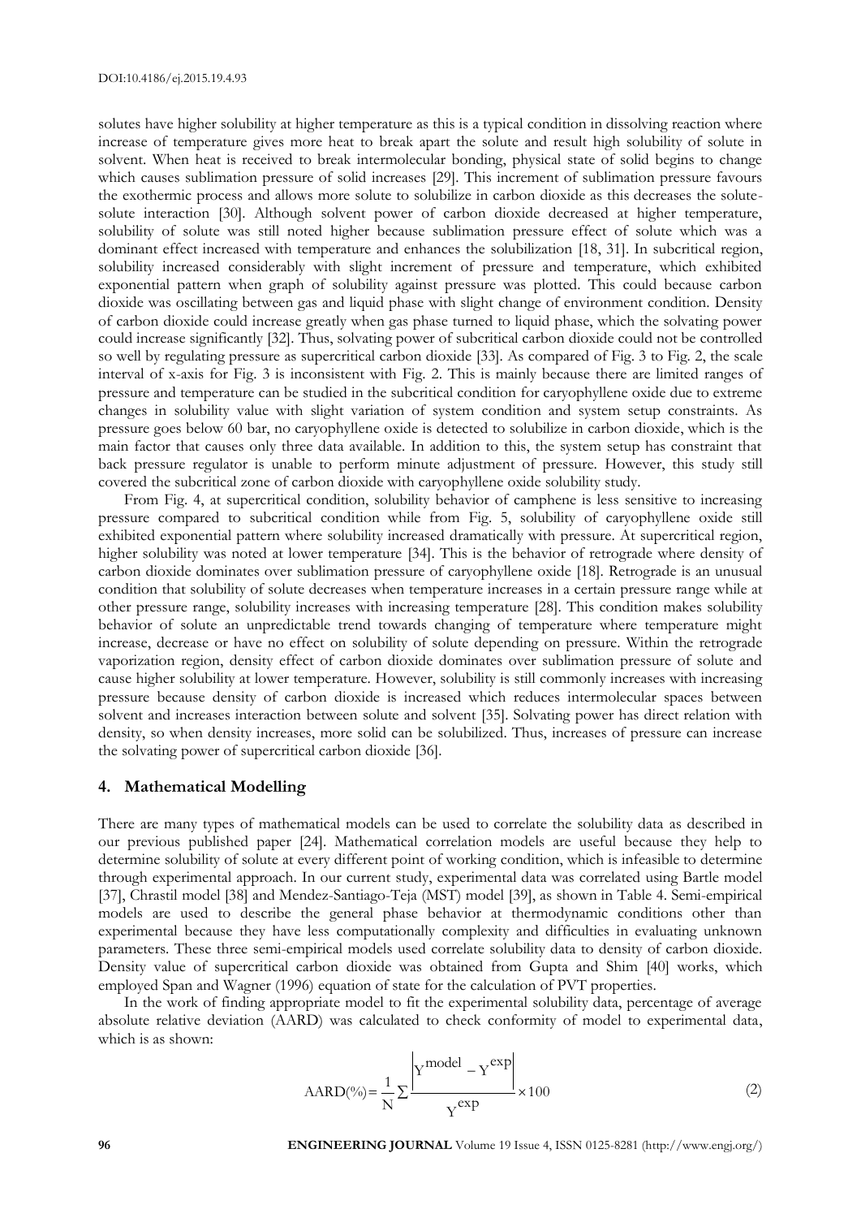solutes have higher solubility at higher temperature as this is a typical condition in dissolving reaction where increase of temperature gives more heat to break apart the solute and result high solubility of solute in solvent. When heat is received to break intermolecular bonding, physical state of solid begins to change which causes sublimation pressure of solid increases [29]. This increment of sublimation pressure favours the exothermic process and allows more solute to solubilize in carbon dioxide as this decreases the solute-solute interaction [30]. Although solvent power of carbon dioxide decreased at higher temperature, solubility of solute was still noted higher because sublimation pressure effect of solute which was a dominant effect increased with temperature and enhances the solubilization [18, 31]. In subcritical region, solubility increased considerably with slight increment of pressure and temperature, which exhibited exponential pattern when graph of solubility against pressure was plotted. This could because carbon dioxide was oscillating between gas and liquid phase with slight change of environment condition. Density of carbon dioxide could increase greatly when gas phase turned to liquid phase, which the solvating power could increase significantly [32]. Thus, solvating power of subcritical carbon dioxide could not be controlled so well by regulating pressure as supercritical carbon dioxide [33]. As compared of Fig. 3 to Fig. 2, the scale interval of x-axis for Fig. 3 is inconsistent with Fig. 2. This is mainly because there are limited ranges of pressure and temperature can be studied in the subcritical condition for caryophyllene oxide due to extreme changes in solubility value with slight variation of system condition and system setup constraints. As pressure goes below 60 bar, no caryophyllene oxide is detected to solubilize in carbon dioxide, which is the main factor that causes only three data available. In addition to this, the system setup has constraint that back pressure regulator is unable to perform minute adjustment of pressure. However, this study still covered the subcritical zone of carbon dioxide with caryophyllene oxide solubility study.

From Fig. 4, at supercritical condition, solubility behavior of camphene is less sensitive to increasing pressure compared to subcritical condition while from Fig. 5, solubility of caryophyllene oxide still exhibited exponential pattern where solubility increased dramatically with pressure. At supercritical region, higher solubility was noted at lower temperature [34]. This is the behavior of retrograde where density of carbon dioxide dominates over sublimation pressure of caryophyllene oxide [18]. Retrograde is an unusual condition that solubility of solute decreases when temperature increases in a certain pressure range while at other pressure range, solubility increases with increasing temperature [28]. This condition makes solubility behavior of solute an unpredictable trend towards changing of temperature where temperature might increase, decrease or have no effect on solubility of solute depending on pressure. Within the retrograde vaporization region, density effect of carbon dioxide dominates over sublimation pressure of solute and cause higher solubility at lower temperature. However, solubility is still commonly increases with increasing pressure because density of carbon dioxide is increased which reduces intermolecular spaces between solvent and increases interaction between solute and solvent [35]. Solvating power has direct relation with density, so when density increases, more solid can be solubilized. Thus, increases of pressure can increase the solvating power of supercritical carbon dioxide [36].

## 4. Mathematical Modelling

There are many types of mathematical models can be used to correlate the solubility data as described in our previous published paper [24]. Mathematical correlation models are useful because they help to determine solubility of solute at every different point of working condition, which is infeasible to determine through experimental approach. In our current study, experimental data was correlated using Bartle model [37], Chrastil model [38] and Mendez-Santiago-Teja (MST) model [39], as shown in Table 4. Semi-empirical models are used to describe the general phase behavior at thermodynamic conditions other than experimental because they have less computationally complexity and difficulties in evaluating unknown parameters. These three semi-empirical models used correlate solubility data to density of carbon dioxide. Density value of supercritical carbon dioxide was obtained from Gupta and Shim [40] works, which employed Span and Wagner (1996) equation of state for the calculation of PVT properties.

In the work of finding appropriate model to fit the experimental solubility data, percentage of average absolute relative deviation (AARD) was calculated to check conformity of model to experimental data, which is as shown:

$$\text{AARD}(\%) = \frac{1}{N}\sum \frac{\left| Y^{\text{model}} - Y^{\text{exp}} \right|}{Y^{\text{exp}}} \times 100 \tag{2}$$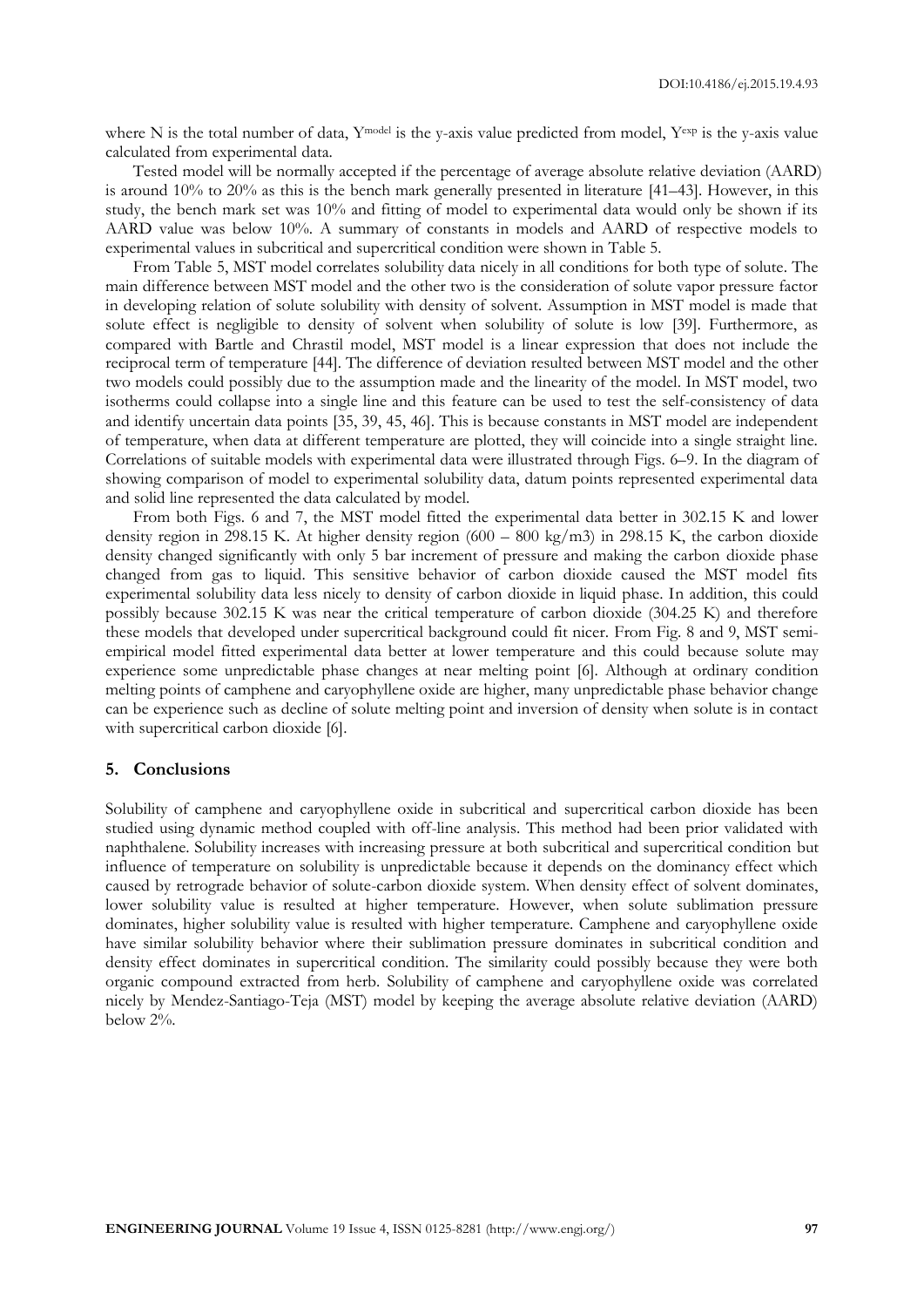where N is the total number of data, $Y^{model}$ is the y-axis value predicted from model, $Y^{exp}$ is the y-axis value calculated from experimental data.

Tested model will be normally accepted if the percentage of average absolute relative deviation (AARD) is around 10% to 20% as this is the bench mark generally presented in literature [41–43]. However, in this study, the bench mark set was 10% and fitting of model to experimental data would only be shown if its AARD value was below 10%. A summary of constants in models and AARD of respective models to experimental values in subcritical and supercritical condition were shown in Table 5.

From Table 5, MST model correlates solubility data nicely in all conditions for both type of solute. The main difference between MST model and the other two is the consideration of solute vapor pressure factor in developing relation of solute solubility with density of solvent. Assumption in MST model is made that solute effect is negligible to density of solvent when solubility of solute is low [39]. Furthermore, as compared with Bartle and Chrastil model, MST model is a linear expression that does not include the reciprocal term of temperature [44]. The difference of deviation resulted between MST model and the other two models could possibly due to the assumption made and the linearity of the model. In MST model, two isotherms could collapse into a single line and this feature can be used to test the self-consistency of data and identify uncertain data points [35, 39, 45, 46]. This is because constants in MST model are independent of temperature, when data at different temperature are plotted, they will coincide into a single straight line. Correlations of suitable models with experimental data were illustrated through Figs. 6–9. In the diagram of showing comparison of model to experimental solubility data, datum points represented experimental data and solid line represented the data calculated by model.

From both Figs. 6 and 7, the MST model fitted the experimental data better in 302.15 K and lower density region in 298.15 K. At higher density region (600 – 800 kg/m3) in 298.15 K, the carbon dioxide density changed significantly with only 5 bar increment of pressure and making the carbon dioxide phase changed from gas to liquid. This sensitive behavior of carbon dioxide caused the MST model fits experimental solubility data less nicely to density of carbon dioxide in liquid phase. In addition, this could possibly because 302.15 K was near the critical temperature of carbon dioxide (304.25 K) and therefore these models that developed under supercritical background could fit nicer. From Fig. 8 and 9, MST semi-empirical model fitted experimental data better at lower temperature and this could because solute may experience some unpredictable phase changes at near melting point [6]. Although at ordinary condition melting points of camphene and caryophyllene oxide are higher, many unpredictable phase behavior change can be experience such as decline of solute melting point and inversion of density when solute is in contact with supercritical carbon dioxide [6].

## 5. Conclusions

Solubility of camphene and caryophyllene oxide in subcritical and supercritical carbon dioxide has been studied using dynamic method coupled with off-line analysis. This method had been prior validated with naphthalene. Solubility increases with increasing pressure at both subcritical and supercritical condition but influence of temperature on solubility is unpredictable because it depends on the dominancy effect which caused by retrograde behavior of solute-carbon dioxide system. When density effect of solvent dominates, lower solubility value is resulted at higher temperature. However, when solute sublimation pressure dominates, higher solubility value is resulted with higher temperature. Camphene and caryophyllene oxide have similar solubility behavior where their sublimation pressure dominates in subcritical condition and density effect dominates in supercritical condition. The similarity could possibly because they were both organic compound extracted from herb. Solubility of camphene and caryophyllene oxide was correlated nicely by Mendez-Santiago-Teja (MST) model by keeping the average absolute relative deviation (AARD) below 2%.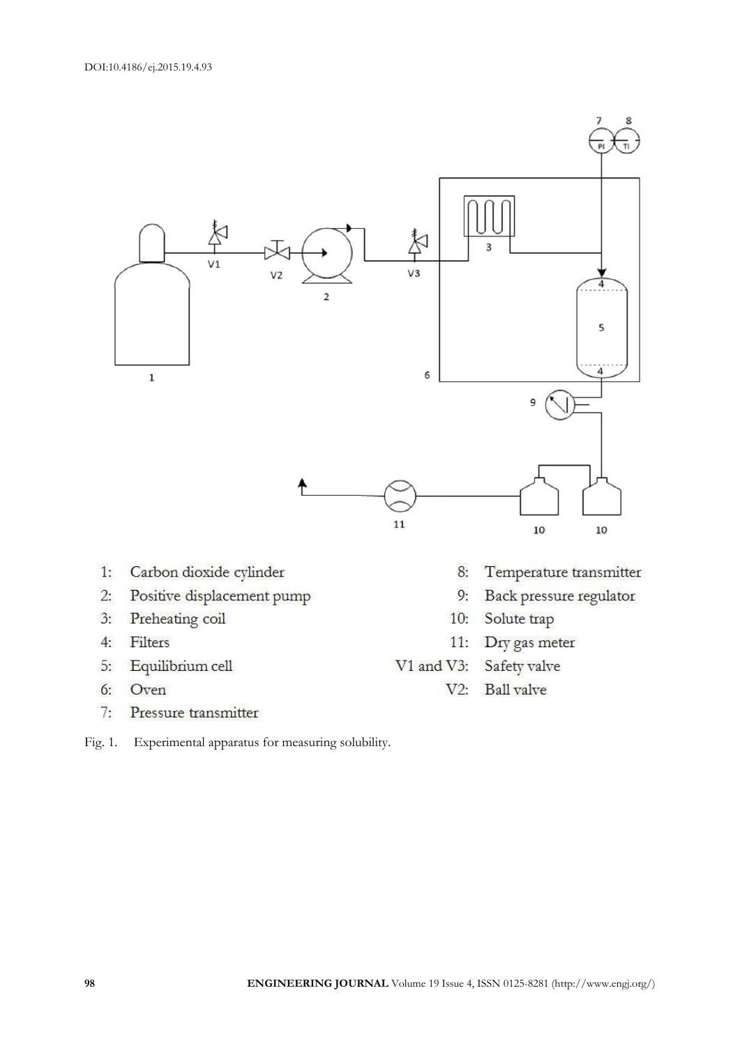1: Carbon dioxide cylinder
2: Positive displacement pump
3: Preheating coil
4: Filters
5: Equilibrium cell
6: Oven
7: Pressure transmitter
8: Temperature transmitter
9: Back pressure regulator
10: Solute trap
11: Dry gas meter
V1 and V3: Safety valve
V2: Ball valve

Fig. 1. Experimental apparatus for measuring solubility.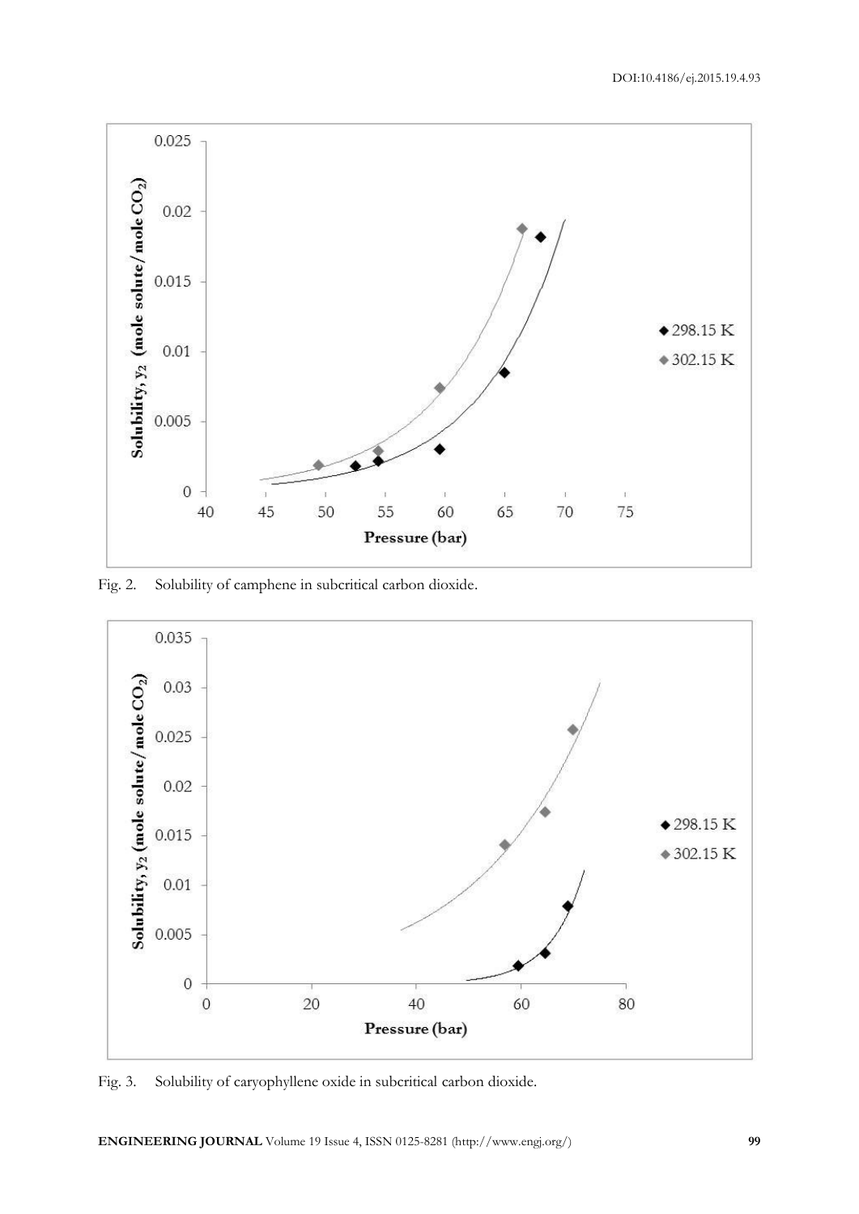Fig. 2. Solubility of camphene in subcritical carbon dioxide.

Fig. 3. Solubility of caryophyllene oxide in subcritical carbon dioxide.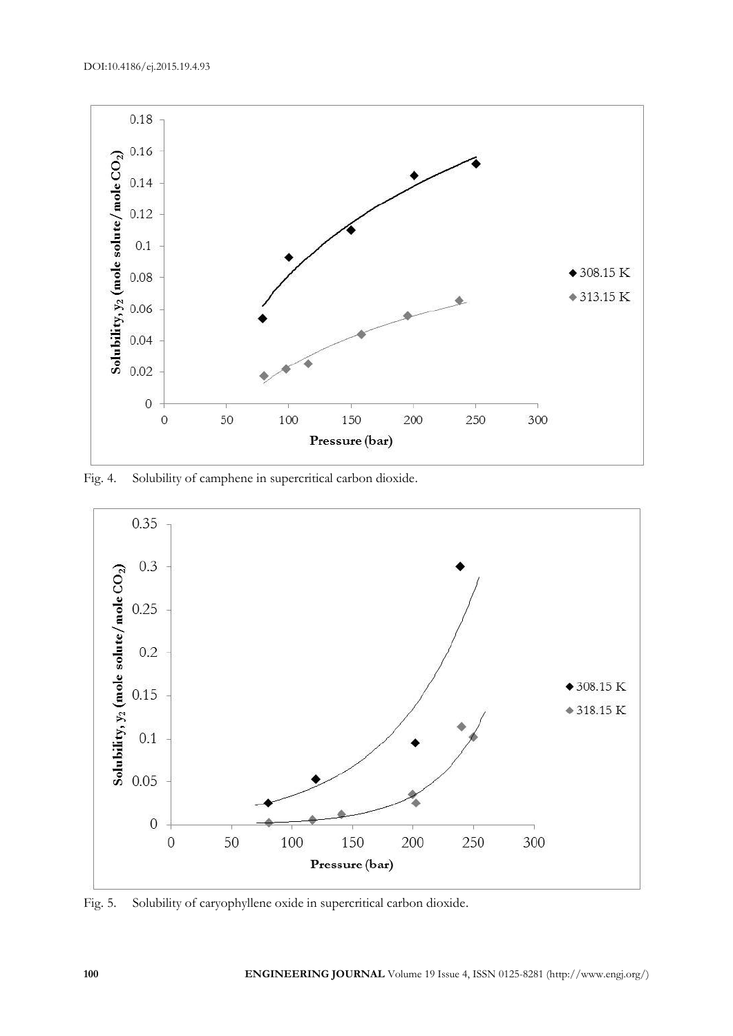Fig. 4. Solubility of camphene in supercritical carbon dioxide.

Fig. 5. Solubility of caryophyllene oxide in supercritical carbon dioxide.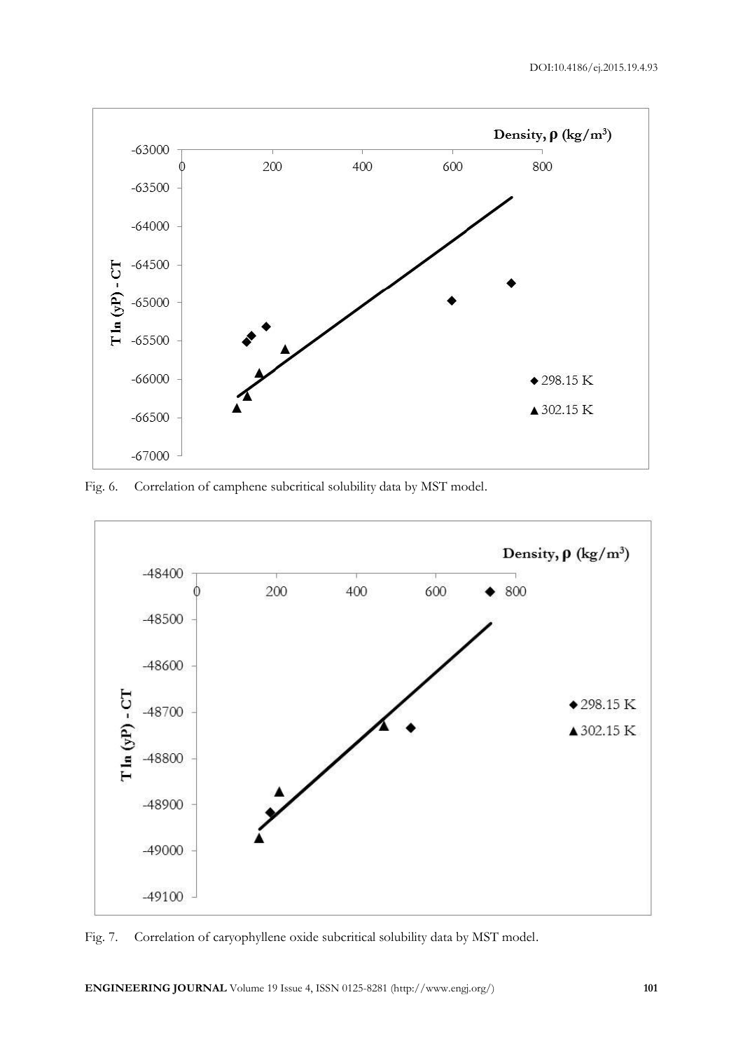Fig. 6. Correlation of camphene subcritical solubility data by MST model.

Fig. 7. Correlation of caryophyllene oxide subcritical solubility data by MST model.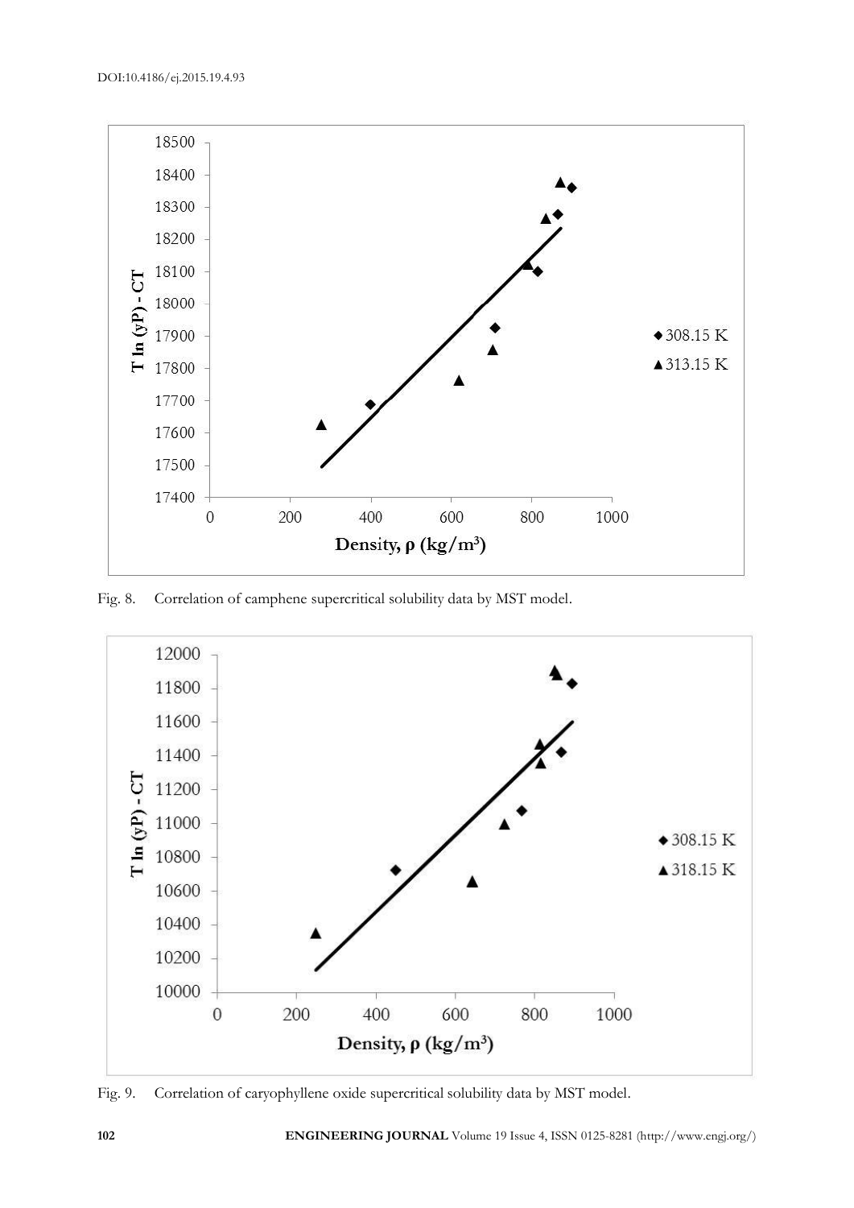Fig. 8. Correlation of camphene supercritical solubility data by MST model.

Fig. 9. Correlation of caryophyllene oxide supercritical solubility data by MST model.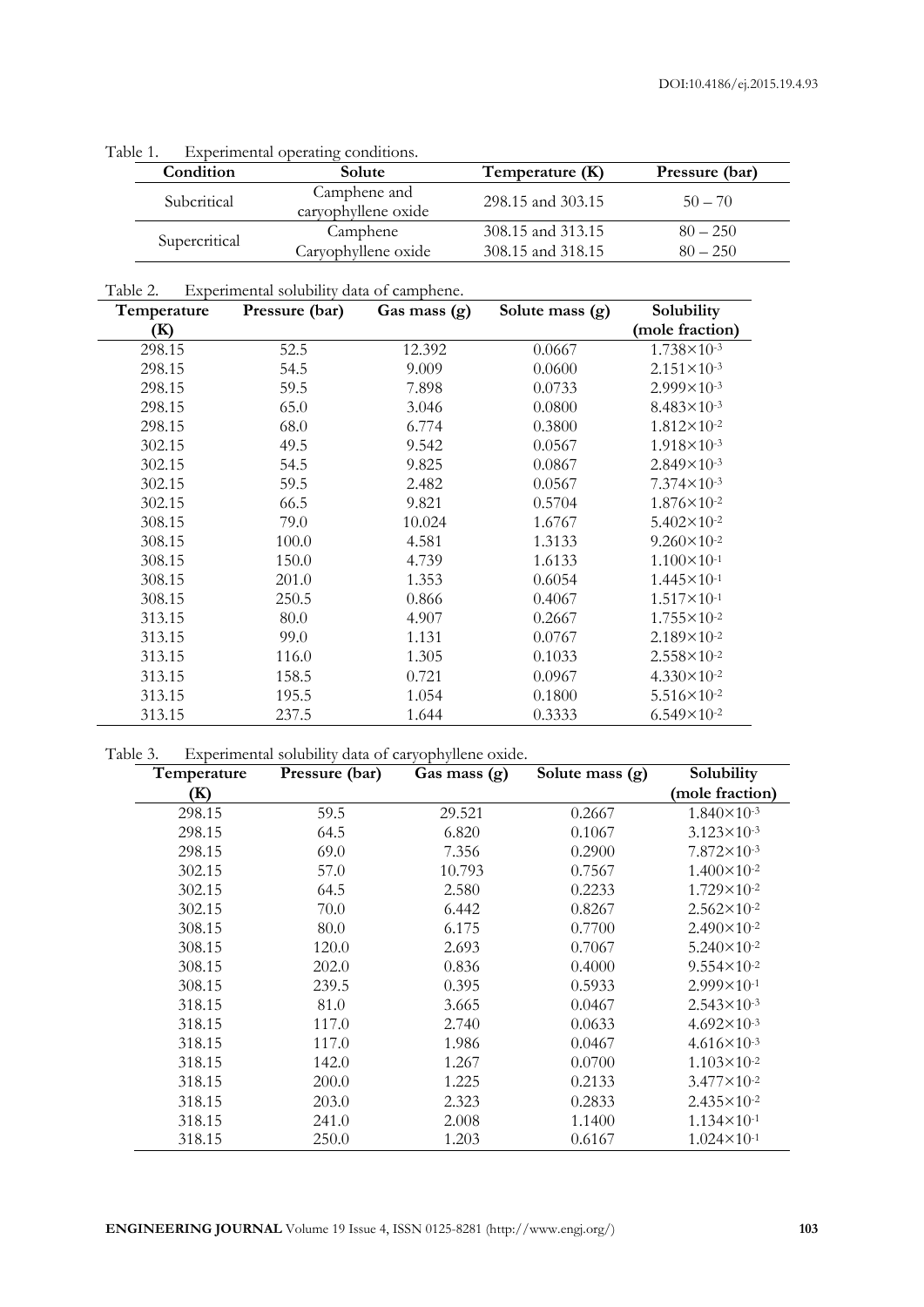Table 1. Experimental operating conditions.

| Condition | Solute | Temperature (K) | Pressure (bar) |
|---|---|---|---|
| Subcritical | Camphene and caryophyllene oxide | 298.15 and 303.15 | 50 – 70 |
| Supercritical | Camphene | 308.15 and 313.15 | 80 – 250 |
| | Caryophyllene oxide | 308.15 and 318.15 | 80 – 250 |

Table 2. Experimental solubility data of camphene.

| Temperature (K) | Pressure (bar) | Gas mass (g) | Solute mass (g) | Solubility (mole fraction) |
|---|---|---|---|---|
| 298.15 | 52.5 | 12.392 | 0.0667 | $1.738\times10^{-3}$ |
| 298.15 | 54.5 | 9.009 | 0.0600 | $2.151\times10^{-3}$ |
| 298.15 | 59.5 | 7.898 | 0.0733 | $2.999\times10^{-3}$ |
| 298.15 | 65.0 | 3.046 | 0.0800 | $8.483\times10^{-3}$ |
| 298.15 | 68.0 | 6.774 | 0.3800 | $1.812\times10^{-2}$ |
| 302.15 | 49.5 | 9.542 | 0.0567 | $1.918\times10^{-3}$ |
| 302.15 | 54.5 | 9.825 | 0.0867 | $2.849\times10^{-3}$ |
| 302.15 | 59.5 | 2.482 | 0.0567 | $7.374\times10^{-3}$ |
| 302.15 | 66.5 | 9.821 | 0.5704 | $1.876\times10^{-2}$ |
| 308.15 | 79.0 | 10.024 | 1.6767 | $5.402\times10^{-2}$ |
| 308.15 | 100.0 | 4.581 | 1.3133 | $9.260\times10^{-2}$ |
| 308.15 | 150.0 | 4.739 | 1.6133 | $1.100\times10^{-1}$ |
| 308.15 | 201.0 | 1.353 | 0.6054 | $1.445\times10^{-1}$ |
| 308.15 | 250.5 | 0.866 | 0.4067 | $1.517\times10^{-1}$ |
| 313.15 | 80.0 | 4.907 | 0.2667 | $1.755\times10^{-2}$ |
| 313.15 | 99.0 | 1.131 | 0.0767 | $2.189\times10^{-2}$ |
| 313.15 | 116.0 | 1.305 | 0.1033 | $2.558\times10^{-2}$ |
| 313.15 | 158.5 | 0.721 | 0.0967 | $4.330\times10^{-2}$ |
| 313.15 | 195.5 | 1.054 | 0.1800 | $5.516\times10^{-2}$ |
| 313.15 | 237.5 | 1.644 | 0.3333 | $6.549\times10^{-2}$ |

Table 3. Experimental solubility data of caryophyllene oxide.

| Temperature (K) | Pressure (bar) | Gas mass (g) | Solute mass (g) | Solubility (mole fraction) |
|---|---|---|---|---|
| 298.15 | 59.5 | 29.521 | 0.2667 | $1.840\times10^{-3}$ |
| 298.15 | 64.5 | 6.820 | 0.1067 | $3.123\times10^{-3}$ |
| 298.15 | 69.0 | 7.356 | 0.2900 | $7.872\times10^{-3}$ |
| 302.15 | 57.0 | 10.793 | 0.7567 | $1.400\times10^{-2}$ |
| 302.15 | 64.5 | 2.580 | 0.2233 | $1.729\times10^{-2}$ |
| 302.15 | 70.0 | 6.442 | 0.8267 | $2.562\times10^{-2}$ |
| 308.15 | 80.0 | 6.175 | 0.7700 | $2.490\times10^{-2}$ |
| 308.15 | 120.0 | 2.693 | 0.7067 | $5.240\times10^{-2}$ |
| 308.15 | 202.0 | 0.836 | 0.4000 | $9.554\times10^{-2}$ |
| 308.15 | 239.5 | 0.395 | 0.5933 | $2.999\times10^{-1}$ |
| 318.15 | 81.0 | 3.665 | 0.0467 | $2.543\times10^{-3}$ |
| 318.15 | 117.0 | 2.740 | 0.0633 | $4.692\times10^{-3}$ |
| 318.15 | 117.0 | 1.986 | 0.0467 | $4.616\times10^{-3}$ |
| 318.15 | 142.0 | 1.267 | 0.0700 | $1.103\times10^{-2}$ |
| 318.15 | 200.0 | 1.225 | 0.2133 | $3.477\times10^{-2}$ |
| 318.15 | 203.0 | 2.323 | 0.2833 | $2.435\times10^{-2}$ |
| 318.15 | 241.0 | 2.008 | 1.1400 | $1.134\times10^{-1}$ |
| 318.15 | 250.0 | 1.203 | 0.6167 | $1.024\times10^{-1}$ |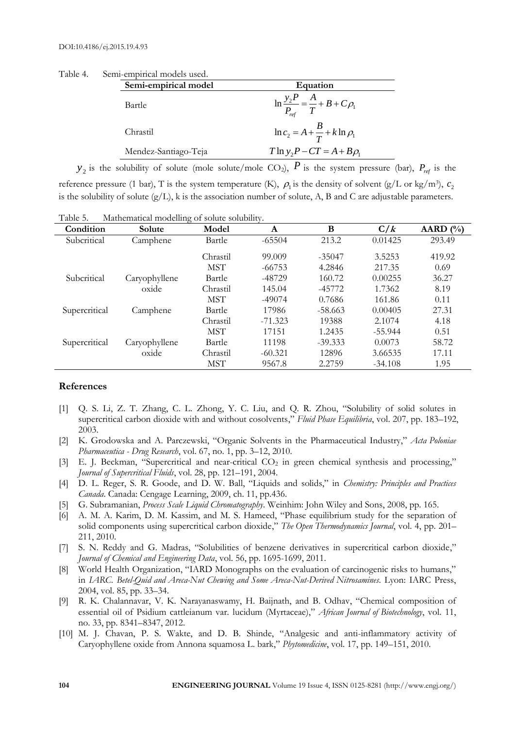Table 4. Semi-empirical models used.

| Semi-empirical model | Equation |
|---|---|
| Bartle | $\ln \frac{y_2 P}{P_{ref}} = \frac{A}{T} + B + C\rho_1$ |
| Chrastil | $\ln c_2 = A + \frac{B}{T} + k \ln \rho_1$ |
| Mendez-Santiago-Teja | $T \ln y_2 P - CT = A + B\rho_1$ |

$y_2$ is the solubility of solute (mole solute/mole $CO_2$), $P$ is the system pressure (bar), $P_{ref}$ is the reference pressure (1 bar), T is the system temperature (K), $\rho_1$ is the density of solvent (g/L or kg/m$^3$), $c_2$ is the solubility of solute (g/L), k is the association number of solute, A, B and C are adjustable parameters.

Table 5. Mathematical modelling of solute solubility.

| Condition | Solute | Model | A | B | C/$k$ | AARD (%) |
|---|---|---|---|---|---|---|
| Subcritical | Camphene | Bartle | -65504 | 213.2 | 0.01425 | 293.49 |
| | | Chrastil | 99.009 | -35047 | 3.5253 | 419.92 |
| | | MST | -66753 | 4.2846 | 217.35 | 0.69 |
| Subcritical | Caryophyllene oxide | Bartle | -48729 | 160.72 | 0.00255 | 36.27 |
| | | Chrastil | 145.04 | -45772 | 1.7362 | 8.19 |
| | | MST | -49074 | 0.7686 | 161.86 | 0.11 |
| Supercritical | Camphene | Bartle | 17986 | -58.663 | 0.00405 | 27.31 |
| | | Chrastil | -71.323 | 19388 | 2.1074 | 4.18 |
| | | MST | 17151 | 1.2435 | -55.944 | 0.51 |
| Supercritical | Caryophyllene oxide | Bartle | 11198 | -39.333 | 0.0073 | 58.72 |
| | | Chrastil | -60.321 | 12896 | 3.66535 | 17.11 |
| | | MST | 9567.8 | 2.2759 | -34.108 | 1.95 |

## References

[1] Q. S. Li, Z. T. Zhang, C. L. Zhong, Y. C. Liu, and Q. R. Zhou, "Solubility of solid solutes in supercritical carbon dioxide with and without cosolvents," *Fluid Phase Equilibria*, vol. 207, pp. 183–192, 2003.

[2] K. Grodowska and A. Parczewski, "Organic Solvents in the Pharmaceutical Industry," *Acta Poloniae Pharmaceutica - Drug Research*, vol. 67, no. 1, pp. 3–12, 2010.

[3] E. J. Beckman, "Supercritical and near-critical $CO_2$ in green chemical synthesis and processing," *Journal of Supercritical Fluids*, vol. 28, pp. 121–191, 2004.

[4] D. L. Reger, S. R. Goode, and D. W. Ball, "Liquids and solids," in *Chemistry: Principles and Practices Canada*. Canada: Cengage Learning, 2009, ch. 11, pp.436.

[5] G. Subramanian, *Process Scale Liquid Chromatography*. Weinhim: John Wiley and Sons, 2008, pp. 165.

[6] A. M. A. Karim, D. M. Kassim, and M. S. Hameed, "Phase equilibrium study for the separation of solid components using supercritical carbon dioxide," *The Open Thermodynamics Journal*, vol. 4, pp. 201–211, 2010.

[7] S. N. Reddy and G. Madras, "Solubilities of benzene derivatives in supercritical carbon dioxide," *Journal of Chemical and Engineering Data*, vol. 56, pp. 1695-1699, 2011.

[8] World Health Organization, "IARD Monographs on the evaluation of carcinogenic risks to humans," in *IARC. Betel-Quid and Areca-Nut Chewing and Some Areca-Nut-Derived Nitrosamines*. Lyon: IARC Press, 2004, vol. 85, pp. 33–34.

[9] R. K. Chalannavar, V. K. Narayanaswamy, H. Baijnath, and B. Odhav, "Chemical composition of essential oil of Psidium cattleianum var. lucidum (Myrtaceae)," *African Journal of Biotechnology*, vol. 11, no. 33, pp. 8341–8347, 2012.

[10] M. J. Chavan, P. S. Wakte, and D. B. Shinde, "Analgesic and anti-inflammatory activity of Caryophyllene oxide from Annona squamosa L. bark," *Phytomedicine*, vol. 17, pp. 149–151, 2010.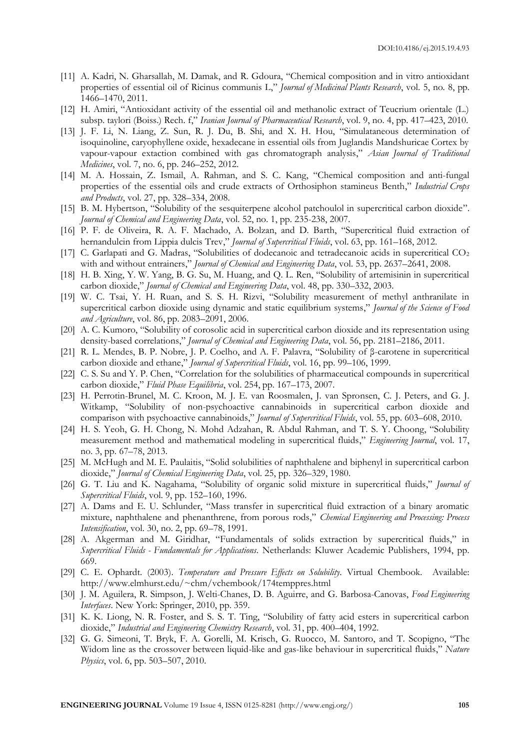[11] A. Kadri, N. Gharsallah, M. Damak, and R. Gdoura, "Chemical composition and in vitro antioxidant properties of essential oil of Ricinus communis L," *Journal of Medicinal Plants Research*, vol. 5, no. 8, pp. 1466–1470, 2011.

[12] H. Amiri, "Antioxidant activity of the essential oil and methanolic extract of Teucrium orientale (L.) subsp. taylori (Boiss.) Rech. f," *Iranian Journal of Pharmaceutical Research*, vol. 9, no. 4, pp. 417–423, 2010.

[13] J. F. Li, N. Liang, Z. Sun, R. J. Du, B. Shi, and X. H. Hou, "Simulataneous determination of isoquinoline, caryophyllene oxide, hexadecane in essential oils from Juglandis Mandshuricae Cortex by vapour-vapour extaction combined with gas chromatograph analysis," *Asian Journal of Traditional Medicines*, vol. 7, no. 6, pp. 246–252, 2012.

[14] M. A. Hossain, Z. Ismail, A. Rahman, and S. C. Kang, "Chemical composition and anti-fungal properties of the essential oils and crude extracts of Orthosiphon stamineus Benth," *Industrial Crops and Products*, vol. 27, pp. 328–334, 2008.

[15] B. M. Hybertson, "Solubility of the sesquiterpene alcohol patchoulol in supercritical carbon dioxide". *Journal of Chemical and Engineering Data*, vol. 52, no. 1, pp. 235-238, 2007.

[16] P. F. de Oliveira, R. A. F. Machado, A. Bolzan, and D. Barth, "Supercritical fluid extraction of hernandulcin from Lippia dulcis Trev," *Journal of Supercritical Fluids*, vol. 63, pp. 161–168, 2012.

[17] C. Garlapati and G. Madras, "Solubilities of dodecanoic and tetradecanoic acids in supercritical $CO_2$ with and without entrainers," *Journal of Chemical and Engineering Data*, vol. 53, pp. 2637–2641, 2008.

[18] H. B. Xing, Y. W. Yang, B. G. Su, M. Huang, and Q. L. Ren, "Solubility of artemisinin in supercritical carbon dioxide," *Journal of Chemical and Engineering Data*, vol. 48, pp. 330–332, 2003.

[19] W. C. Tsai, Y. H. Ruan, and S. S. H. Rizvi, "Solubility measurement of methyl anthranilate in supercritical carbon dioxide using dynamic and static equilibrium systems," *Journal of the Science of Food and Agriculture*, vol. 86, pp. 2083–2091, 2006.

[20] A. C. Kumoro, "Solubility of corosolic acid in supercritical carbon dioxide and its representation using density-based correlations," *Journal of Chemical and Engineering Data*, vol. 56, pp. 2181–2186, 2011.

[21] R. L. Mendes, B. P. Nobre, J. P. Coelho, and A. F. Palavra, "Solubility of β-carotene in supercritical carbon dioxide and ethane," *Journal of Supercritical Fluids*, vol. 16, pp. 99–106, 1999.

[22] C. S. Su and Y. P. Chen, "Correlation for the solubilities of pharmaceutical compounds in supercritical carbon dioxide," *Fluid Phase Equilibria*, vol. 254, pp. 167–173, 2007.

[23] H. Perrotin-Brunel, M. C. Kroon, M. J. E. van Roosmalen, J. van Spronsen, C. J. Peters, and G. J. Witkamp, "Solubility of non-psychoactive cannabinoids in supercritical carbon dioxide and comparison with psychoactive cannabinoids," *Journal of Supercritical Fluids*, vol. 55, pp. 603–608, 2010.

[24] H. S. Yeoh, G. H. Chong, N. Mohd Adzahan, R. Abdul Rahman, and T. S. Y. Choong, "Solubility measurement method and mathematical modeling in supercritical fluids," *Engineering Journal*, vol. 17, no. 3, pp. 67–78, 2013.

[25] M. McHugh and M. E. Paulaitis, "Solid solubilities of naphthalene and biphenyl in supercritical carbon dioxide," *Journal of Chemical Engineering Data*, vol. 25, pp. 326–329, 1980.

[26] G. T. Liu and K. Nagahama, "Solubility of organic solid mixture in supercritical fluids," *Journal of Supercritical Fluids*, vol. 9, pp. 152–160, 1996.

[27] A. Dams and E. U. Schlunder, "Mass transfer in supercritical fluid extraction of a binary aromatic mixture, naphthalene and phenanthrene, from porous rods," *Chemical Engineering and Processing: Process Intensification*, vol. 30, no. 2, pp. 69–78, 1991.

[28] A. Akgerman and M. Giridhar, "Fundamentals of solids extraction by supercritical fluids," in *Supercritical Fluids - Fundamentals for Applications*. Netherlands: Kluwer Academic Publishers, 1994, pp. 669.

[29] C. E. Ophardt. (2003). *Temperature and Pressure Effects on Solubility*. Virtual Chembook. Available: http://www.elmhurst.edu/~chm/vchembook/174temppres.html

[30] J. M. Aguilera, R. Simpson, J. Welti-Chanes, D. B. Aguirre, and G. Barbosa-Canovas, *Food Engineering Interfaces*. New York: Springer, 2010, pp. 359.

[31] K. K. Liong, N. R. Foster, and S. S. T. Ting, "Solubility of fatty acid esters in supercritical carbon dioxide," *Industrial and Engineering Chemistry Research*, vol. 31, pp. 400–404, 1992.

[32] G. G. Simeoni, T. Bryk, F. A. Gorelli, M. Krisch, G. Ruocco, M. Santoro, and T. Scopigno, "The Widom line as the crossover between liquid-like and gas-like behaviour in supercritical fluids," *Nature Physics*, vol. 6, pp. 503–507, 2010.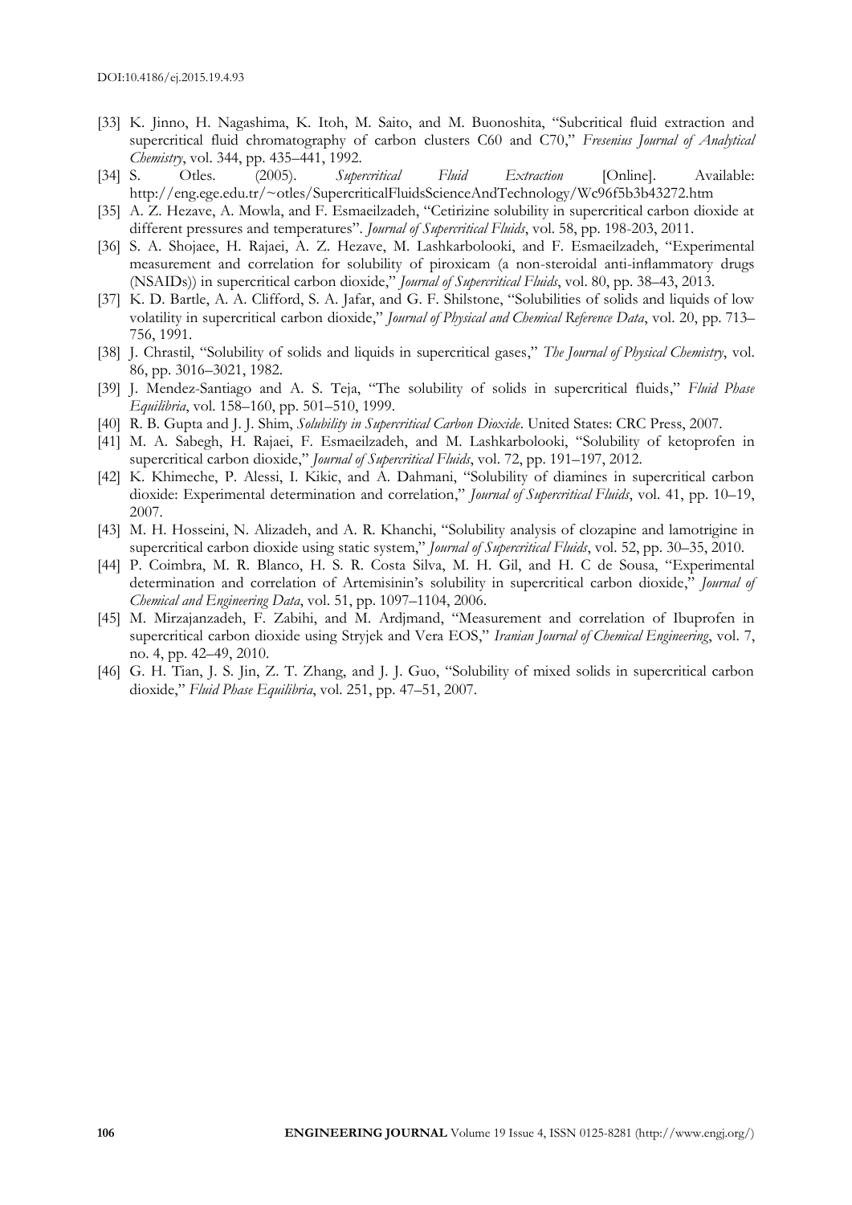[33] K. Jinno, H. Nagashima, K. Itoh, M. Saito, and M. Buonoshita, "Subcritical fluid extraction and supercritical fluid chromatography of carbon clusters C60 and C70," *Fresenius Journal of Analytical Chemistry*, vol. 344, pp. 435–441, 1992.

[34] S. Otles. (2005). *Supercritical Fluid Extraction* [Online]. Available: http://eng.ege.edu.tr/~otles/SupercriticalFluidsScienceAndTechnology/Wc96f5b3b43272.htm

[35] A. Z. Hezave, A. Mowla, and F. Esmaeilzadeh, "Cetirizine solubility in supercritical carbon dioxide at different pressures and temperatures". *Journal of Supercritical Fluids*, vol. 58, pp. 198-203, 2011.

[36] S. A. Shojaee, H. Rajaei, A. Z. Hezave, M. Lashkarbolooki, and F. Esmaeilzadeh, "Experimental measurement and correlation for solubility of piroxicam (a non-steroidal anti-inflammatory drugs (NSAIDs)) in supercritical carbon dioxide," *Journal of Supercritical Fluids*, vol. 80, pp. 38–43, 2013.

[37] K. D. Bartle, A. A. Clifford, S. A. Jafar, and G. F. Shilstone, "Solubilities of solids and liquids of low volatility in supercritical carbon dioxide," *Journal of Physical and Chemical Reference Data*, vol. 20, pp. 713–756, 1991.

[38] J. Chrastil, "Solubility of solids and liquids in supercritical gases," *The Journal of Physical Chemistry*, vol. 86, pp. 3016–3021, 1982.

[39] J. Mendez-Santiago and A. S. Teja, "The solubility of solids in supercritical fluids," *Fluid Phase Equilibria*, vol. 158–160, pp. 501–510, 1999.

[40] R. B. Gupta and J. J. Shim, *Solubility in Supercritical Carbon Dioxide*. United States: CRC Press, 2007.

[41] M. A. Sabegh, H. Rajaei, F. Esmaeilzadeh, and M. Lashkarbolooki, "Solubility of ketoprofen in supercritical carbon dioxide," *Journal of Supercritical Fluids*, vol. 72, pp. 191–197, 2012.

[42] K. Khimeche, P. Alessi, I. Kikic, and A. Dahmani, "Solubility of diamines in supercritical carbon dioxide: Experimental determination and correlation," *Journal of Supercritical Fluids*, vol. 41, pp. 10–19, 2007.

[43] M. H. Hosseini, N. Alizadeh, and A. R. Khanchi, "Solubility analysis of clozapine and lamotrigine in supercritical carbon dioxide using static system," *Journal of Supercritical Fluids*, vol. 52, pp. 30–35, 2010.

[44] P. Coimbra, M. R. Blanco, H. S. R. Costa Silva, M. H. Gil, and H. C de Sousa, "Experimental determination and correlation of Artemisinin's solubility in supercritical carbon dioxide," *Journal of Chemical and Engineering Data*, vol. 51, pp. 1097–1104, 2006.

[45] M. Mirzajanzadeh, F. Zabihi, and M. Ardjmand, "Measurement and correlation of Ibuprofen in supercritical carbon dioxide using Stryjek and Vera EOS," *Iranian Journal of Chemical Engineering*, vol. 7, no. 4, pp. 42–49, 2010.

[46] G. H. Tian, J. S. Jin, Z. T. Zhang, and J. J. Guo, "Solubility of mixed solids in supercritical carbon dioxide," *Fluid Phase Equilibria*, vol. 251, pp. 47–51, 2007.